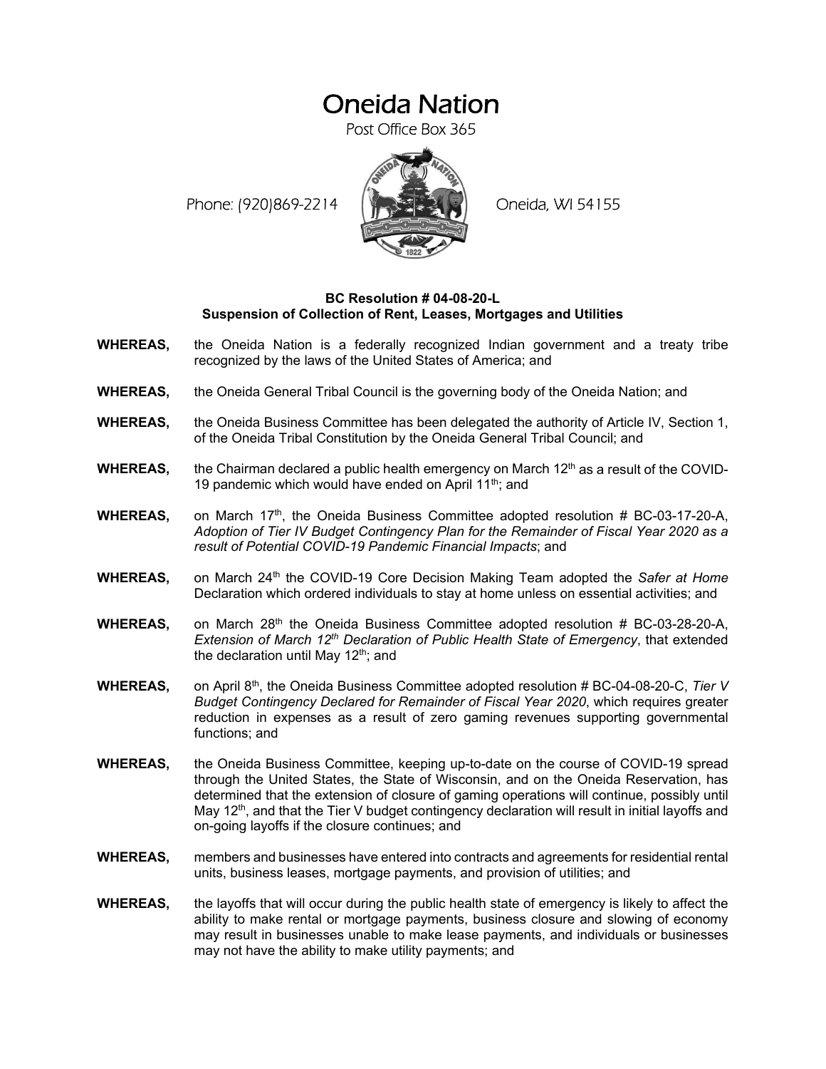# Oneida Nation

Post Office Box 365

Phone: (920)869-2214 Oneida, WI 54155

**BC Resolution # 04-08-20-L**
**Suspension of Collection of Rent, Leases, Mortgages and Utilities**

**WHEREAS,** the Oneida Nation is a federally recognized Indian government and a treaty tribe recognized by the laws of the United States of America; and

**WHEREAS,** the Oneida General Tribal Council is the governing body of the Oneida Nation; and

**WHEREAS,** the Oneida Business Committee has been delegated the authority of Article IV, Section 1, of the Oneida Tribal Constitution by the Oneida General Tribal Council; and

**WHEREAS,** the Chairman declared a public health emergency on March 12th as a result of the COVID-19 pandemic which would have ended on April 11th; and

**WHEREAS,** on March 17th, the Oneida Business Committee adopted resolution # BC-03-17-20-A, *Adoption of Tier IV Budget Contingency Plan for the Remainder of Fiscal Year 2020 as a result of Potential COVID-19 Pandemic Financial Impacts*; and

**WHEREAS,** on March 24th the COVID-19 Core Decision Making Team adopted the *Safer at Home* Declaration which ordered individuals to stay at home unless on essential activities; and

**WHEREAS,** on March 28th the Oneida Business Committee adopted resolution # BC-03-28-20-A, *Extension of March 12th Declaration of Public Health State of Emergency*, that extended the declaration until May 12th; and

**WHEREAS,** on April 8th, the Oneida Business Committee adopted resolution # BC-04-08-20-C, *Tier V Budget Contingency Declared for Remainder of Fiscal Year 2020*, which requires greater reduction in expenses as a result of zero gaming revenues supporting governmental functions; and

**WHEREAS,** the Oneida Business Committee, keeping up-to-date on the course of COVID-19 spread through the United States, the State of Wisconsin, and on the Oneida Reservation, has determined that the extension of closure of gaming operations will continue, possibly until May 12th, and that the Tier V budget contingency declaration will result in initial layoffs and on-going layoffs if the closure continues; and

**WHEREAS,** members and businesses have entered into contracts and agreements for residential rental units, business leases, mortgage payments, and provision of utilities; and

**WHEREAS,** the layoffs that will occur during the public health state of emergency is likely to affect the ability to make rental or mortgage payments, business closure and slowing of economy may result in businesses unable to make lease payments, and individuals or businesses may not have the ability to make utility payments; and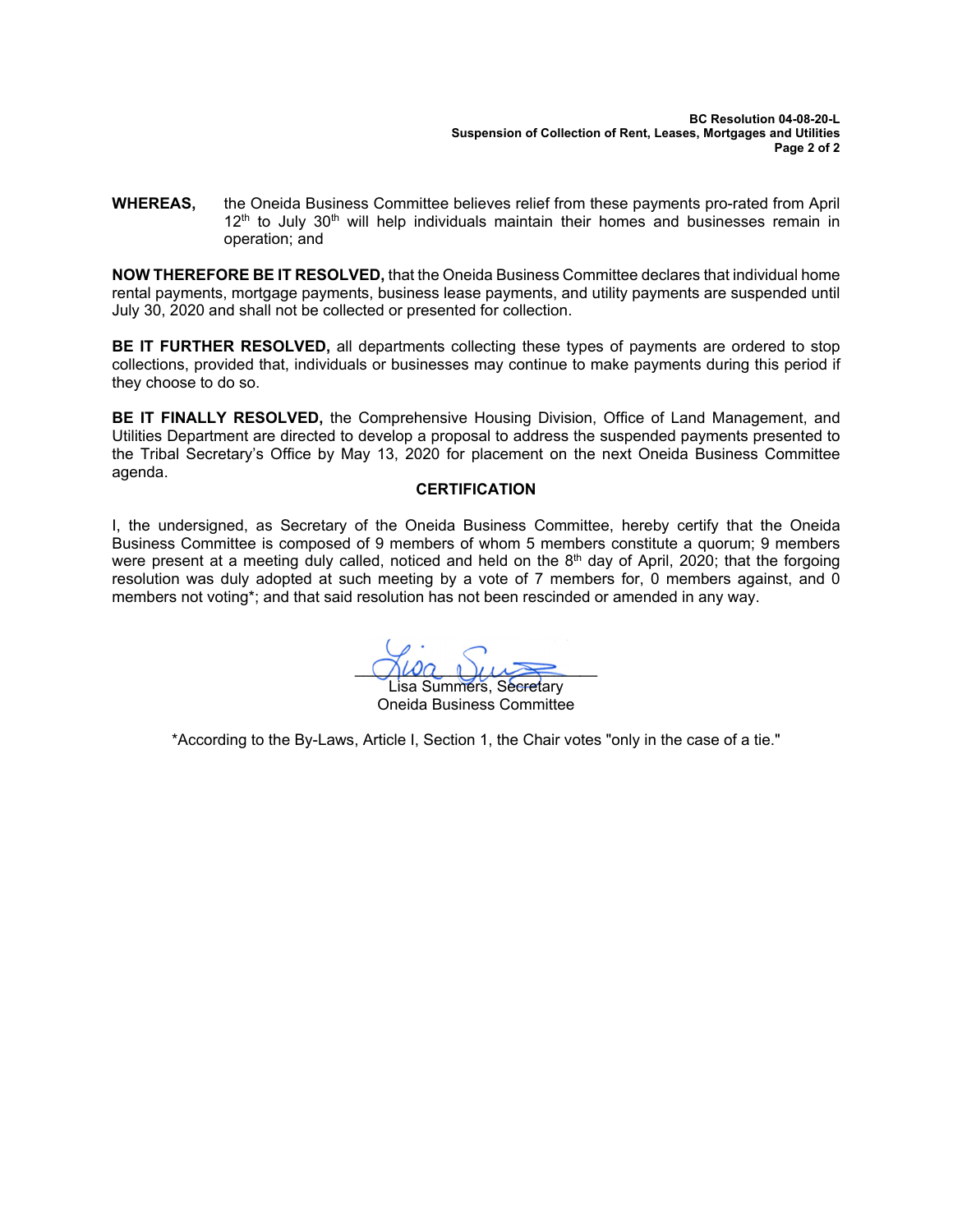**WHEREAS,** the Oneida Business Committee believes relief from these payments pro-rated from April 12th to July 30th will help individuals maintain their homes and businesses remain in operation; and

**NOW THEREFORE BE IT RESOLVED,** that the Oneida Business Committee declares that individual home rental payments, mortgage payments, business lease payments, and utility payments are suspended until July 30, 2020 and shall not be collected or presented for collection.

**BE IT FURTHER RESOLVED,** all departments collecting these types of payments are ordered to stop collections, provided that, individuals or businesses may continue to make payments during this period if they choose to do so.

**BE IT FINALLY RESOLVED,** the Comprehensive Housing Division, Office of Land Management, and Utilities Department are directed to develop a proposal to address the suspended payments presented to the Tribal Secretary's Office by May 13, 2020 for placement on the next Oneida Business Committee agenda.

**CERTIFICATION**

I, the undersigned, as Secretary of the Oneida Business Committee, hereby certify that the Oneida Business Committee is composed of 9 members of whom 5 members constitute a quorum; 9 members were present at a meeting duly called, noticed and held on the 8th day of April, 2020; that the forgoing resolution was duly adopted at such meeting by a vote of 7 members for, 0 members against, and 0 members not voting*; and that said resolution has not been rescinded or amended in any way.

Lisa Summers, Secretary
Oneida Business Committee

*According to the By-Laws, Article I, Section 1, the Chair votes "only in the case of a tie."